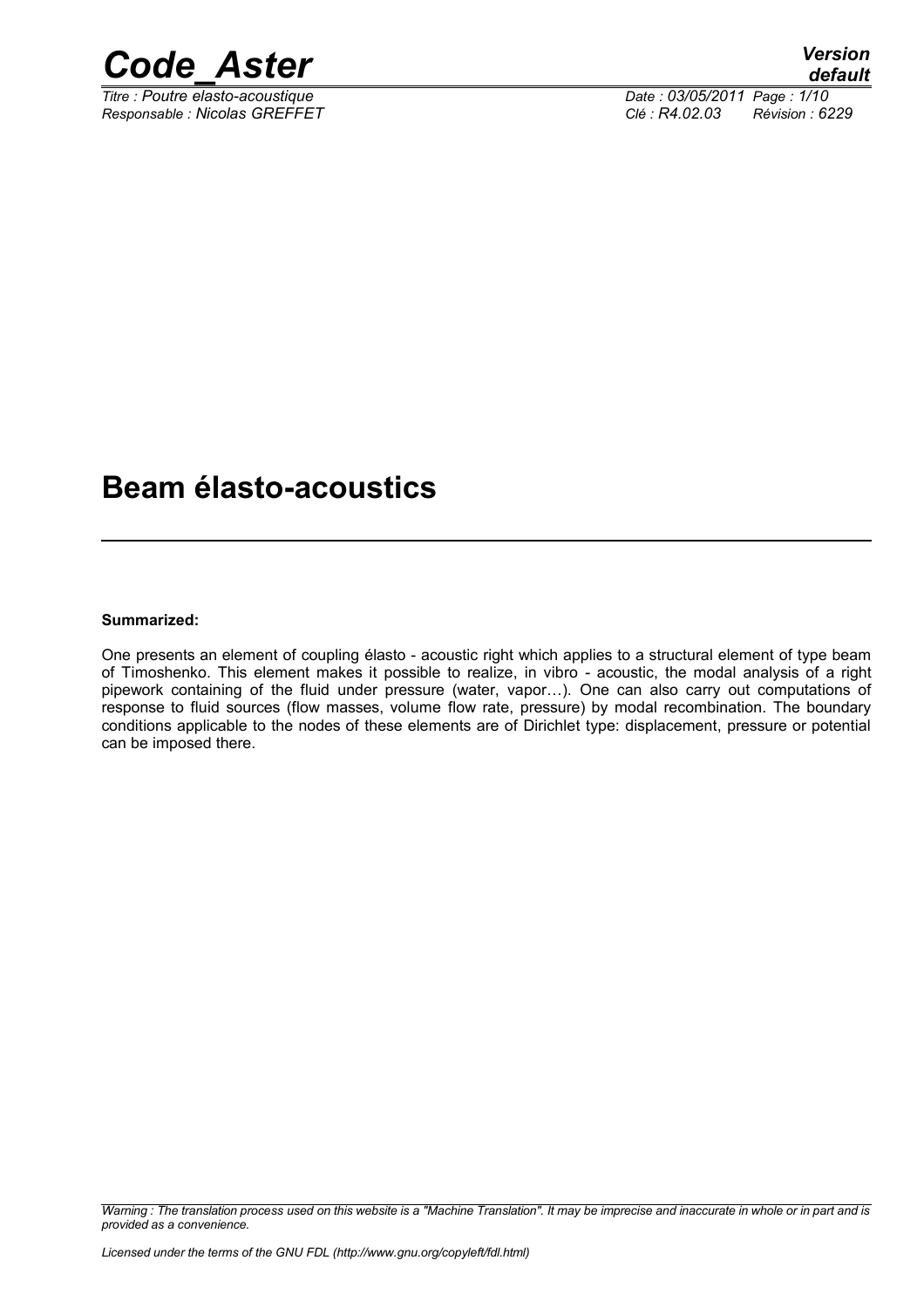# Beam élasto-acoustics

**Summarized:**

One presents an element of coupling élasto - acoustic right which applies to a structural element of type beam of Timoshenko. This element makes it possible to realize, in vibro - acoustic, the modal analysis of a right pipework containing of the fluid under pressure (water, vapor…). One can also carry out computations of response to fluid sources (flow masses, volume flow rate, pressure) by modal recombination. The boundary conditions applicable to the nodes of these elements are of Dirichlet type: displacement, pressure or potential can be imposed there.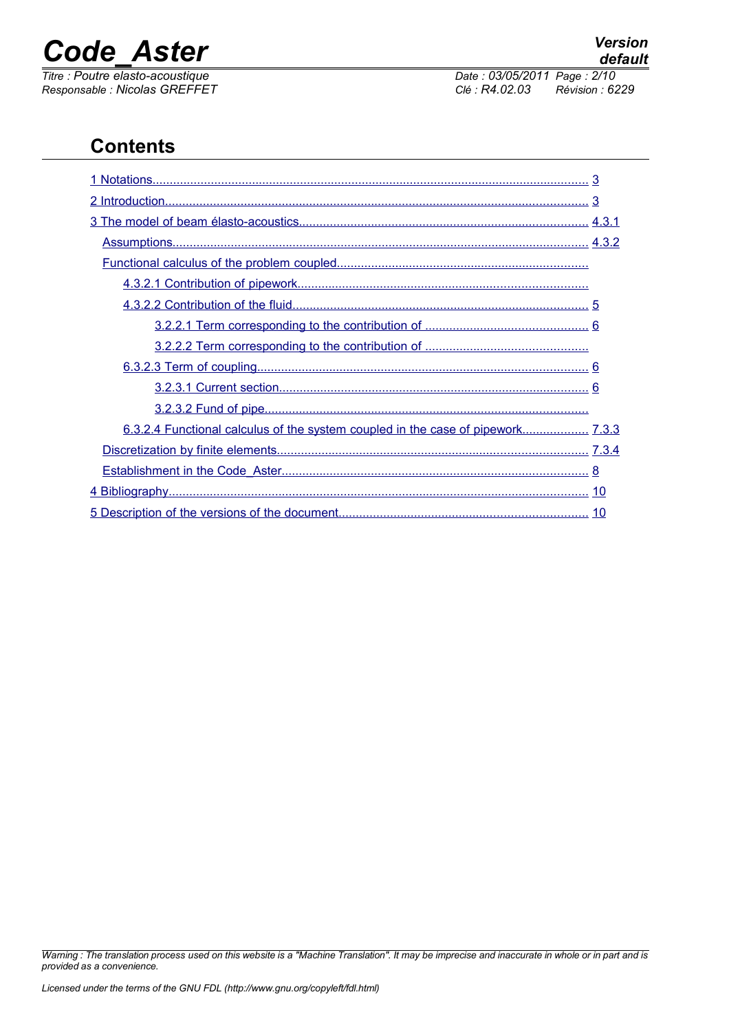## Contents

1 Notations........................................................................................................................ 3

2 Introduction...................................................................................................................... 3

3 The model of beam élasto-acoustics................................................................................. 4.3.1

Assumptions......................................................................................................................... 4.3.2

Functional calculus of the problem coupled.........................................................................

4.3.2.1 Contribution of pipework....................................................................................

4.3.2.2 Contribution of the fluid....................................................................................... 5

3.2.2.1 Term corresponding to the contribution of ............................................... 6

3.2.2.2 Term corresponding to the contribution of ...............................................

6.3.2.3 Term of coupling................................................................................................. 6

3.2.3.1 Current section........................................................................................... 6

3.2.3.2 Fund of pipe................................................................................................

6.3.2.4 Functional calculus of the system coupled in the case of pipework................... 7.3.3

Discretization by finite elements........................................................................................... 7.3.4

Establishment in the Code_Aster......................................................................................... 8

4 Bibliography........................................................................................................................ 10

5 Description of the versions of the document........................................................................ 10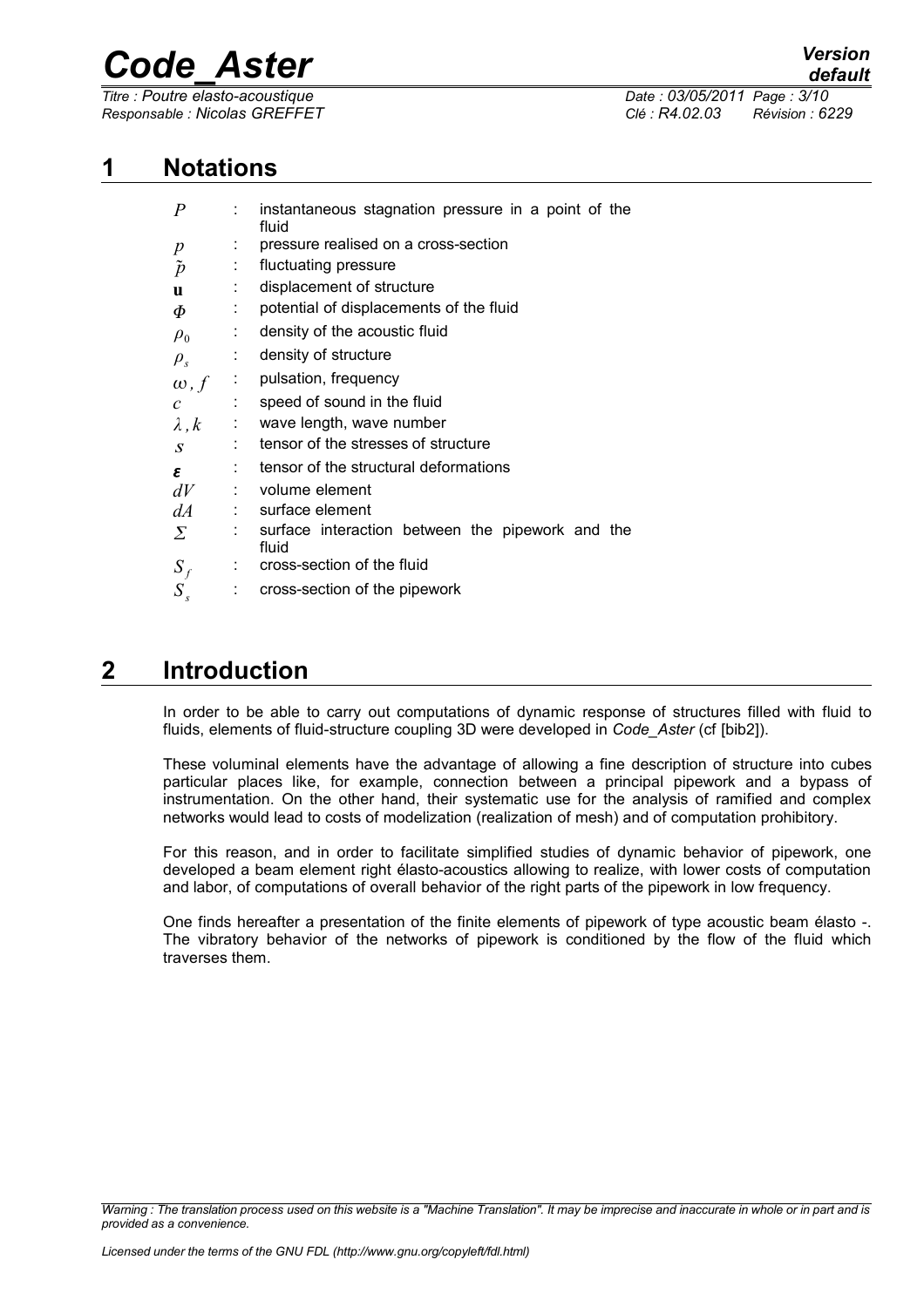# 1 Notations

| | | |
|---|---|---|
| $P$ | : | instantaneous stagnation pressure in a point of the fluid |
| $p$ | : | pressure realised on a cross-section |
| $\tilde{p}$ | : | fluctuating pressure |
| $\mathbf{u}$ | : | displacement of structure |
| $\Phi$ | : | potential of displacements of the fluid |
| $\rho_0$ | : | density of the acoustic fluid |
| $\rho_s$ | : | density of structure |
| $\omega, f$ | : | pulsation, frequency |
| $c$ | : | speed of sound in the fluid |
| $\lambda, k$ | : | wave length, wave number |
| $S$ | : | tensor of the stresses of structure |
| $\boldsymbol{\varepsilon}$ | : | tensor of the structural deformations |
| $dV$ | : | volume element |
| $dA$ | : | surface element |
| $\Sigma$ | : | surface interaction between the pipework and the fluid |
| $S_f$ | : | cross-section of the fluid |
| $S_s$ | : | cross-section of the pipework |

# 2 Introduction

In order to be able to carry out computations of dynamic response of structures filled with fluid to fluids, elements of fluid-structure coupling 3D were developed in *Code_Aster* (cf [bib2]).

These voluminal elements have the advantage of allowing a fine description of structure into cubes particular places like, for example, connection between a principal pipework and a bypass of instrumentation. On the other hand, their systematic use for the analysis of ramified and complex networks would lead to costs of modelization (realization of mesh) and of computation prohibitory.

For this reason, and in order to facilitate simplified studies of dynamic behavior of pipework, one developed a beam element right élasto-acoustics allowing to realize, with lower costs of computation and labor, of computations of overall behavior of the right parts of the pipework in low frequency.

One finds hereafter a presentation of the finite elements of pipework of type acoustic beam élasto -. The vibratory behavior of the networks of pipework is conditioned by the flow of the fluid which traverses them.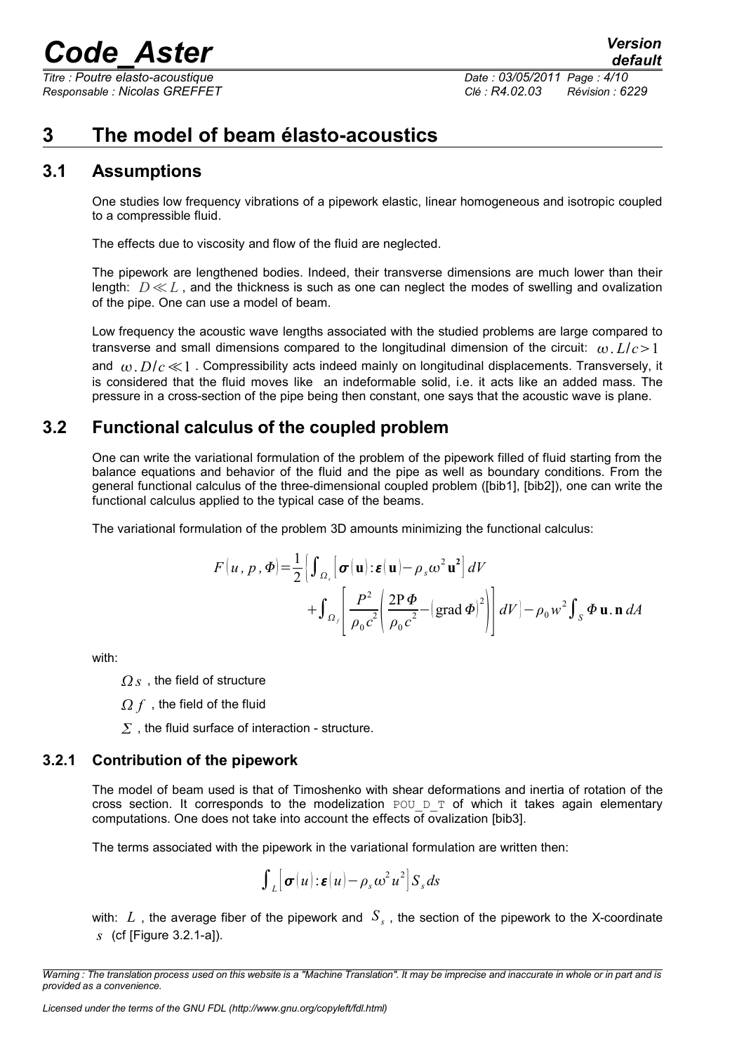# 3 The model of beam élasto-acoustics

## 3.1 Assumptions

One studies low frequency vibrations of a pipework elastic, linear homogeneous and isotropic coupled to a compressible fluid.

The effects due to viscosity and flow of the fluid are neglected.

The pipework are lengthened bodies. Indeed, their transverse dimensions are much lower than their length: $D \ll L$, and the thickness is such as one can neglect the modes of swelling and ovalization of the pipe. One can use a model of beam.

Low frequency the acoustic wave lengths associated with the studied problems are large compared to transverse and small dimensions compared to the longitudinal dimension of the circuit: $\omega . L/c > 1$ and $\omega . D/c \ll 1$. Compressibility acts indeed mainly on longitudinal displacements. Transversely, it is considered that the fluid moves like an indeformable solid, i.e. it acts like an added mass. The pressure in a cross-section of the pipe being then constant, one says that the acoustic wave is plane.

## 3.2 Functional calculus of the coupled problem

One can write the variational formulation of the problem of the pipework filled of fluid starting from the balance equations and behavior of the fluid and the pipe as well as boundary conditions. From the general functional calculus of the three-dimensional coupled problem ([bib1], [bib2]), one can write the functional calculus applied to the typical case of the beams.

The variational formulation of the problem 3D amounts minimizing the functional calculus:

$$F(u, p, \Phi) = \frac{1}{2}\left\{ \int_{\Omega_s} \left[ \boldsymbol{\sigma}(\mathbf{u}) : \boldsymbol{\varepsilon}(\mathbf{u}) - \rho_s \omega^2 \mathbf{u}^2 \right] dV + \int_{\Omega_f} \left[ \frac{P^2}{\rho_0 c^2} \left( \frac{2 P \Phi}{\rho_0 c^2} - (\operatorname{grad} \Phi)^2 \right) \right] dV \right\} - \rho_0 w^2 \int_S \Phi \, \mathbf{u} . \mathbf{n} \, dA$$

with:

- $\Omega s$, the field of structure
- $\Omega f$, the field of the fluid
- $\Sigma$, the fluid surface of interaction - structure.

### 3.2.1 Contribution of the pipework

The model of beam used is that of Timoshenko with shear deformations and inertia of rotation of the cross section. It corresponds to the modelization `POU_D_T` of which it takes again elementary computations. One does not take into account the effects of ovalization [bib3].

The terms associated with the pipework in the variational formulation are written then:

$$\int_L \left[ \boldsymbol{\sigma}(u) : \boldsymbol{\varepsilon}(u) - \rho_s \omega^2 u^2 \right] S_s ds$$

with: $L$, the average fiber of the pipework and $S_s$, the section of the pipework to the X-coordinate $s$ (cf [Figure 3.2.1-a]).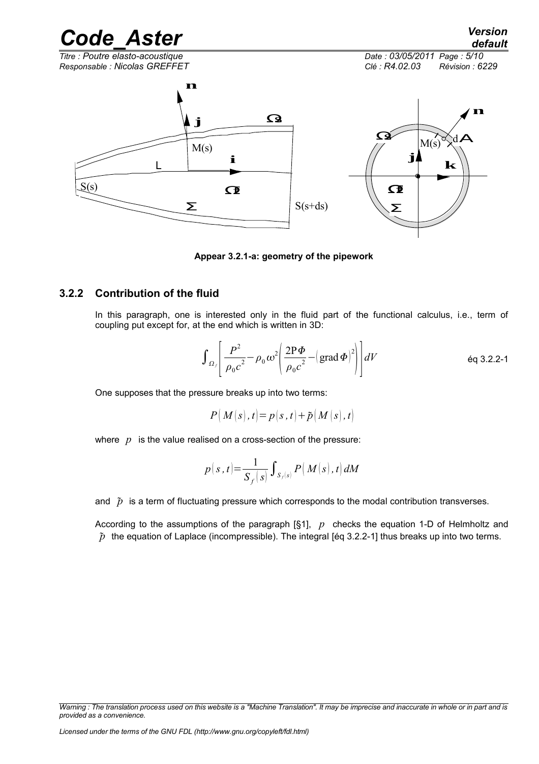Appear 3.2.1-a: geometry of the pipework

### 3.2.2 Contribution of the fluid

In this paragraph, one is interested only in the fluid part of the functional calculus, i.e., term of coupling put except for, at the end which is written in 3D:

$$\int_{\Omega_f} \left[ \frac{P^2}{\rho_0 c^2} - \rho_0 \omega^2 \left( \frac{2 P \Phi}{\rho_0 c^2} - \left( \text{grad}\, \Phi \right)^2 \right) \right] dV \qquad \text{éq 3.2.2-1}$$

One supposes that the pressure breaks up into two terms:

$$P\left(M(s), t\right) = p(s, t) + \tilde{p}\left(M(s), t\right)$$

where $p$ is the value realised on a cross-section of the pressure:

$$p(s, t) = \frac{1}{S_f(s)} \int_{S_f(s)} P\left(M(s), t\right) dM$$

and $\tilde{p}$ is a term of fluctuating pressure which corresponds to the modal contribution transverses.

According to the assumptions of the paragraph [§1], $p$ checks the equation 1-D of Helmholtz and $\tilde{p}$ the equation of Laplace (incompressible). The integral [éq 3.2.2-1] thus breaks up into two terms.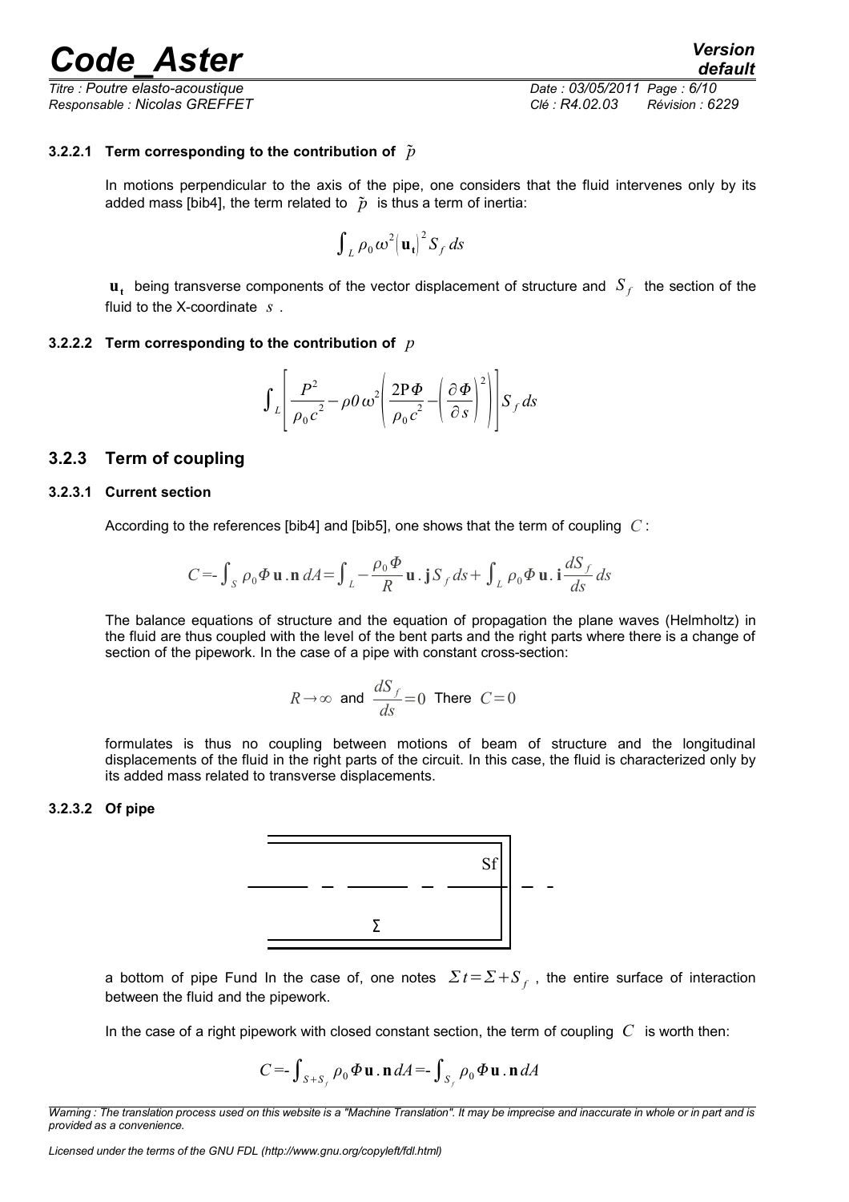#### 3.2.2.1 Term corresponding to the contribution of $\tilde{p}$

In motions perpendicular to the axis of the pipe, one considers that the fluid intervenes only by its added mass [bib4], the term related to $\tilde{p}$ is thus a term of inertia:

$$\int_L \rho_0 \omega^2 (\mathbf{u_t})^2 S_f \, ds$$

$\mathbf{u_t}$ being transverse components of the vector displacement of structure and $S_f$ the section of the fluid to the X-coordinate $s$.

#### 3.2.2.2 Term corresponding to the contribution of $p$

$$\int_L \left[ \frac{P^2}{\rho_0 c^2} - \rho 0 \omega^2 \left( \frac{2 P \Phi}{\rho_0 c^2} - \left( \frac{\partial \Phi}{\partial s} \right)^2 \right) \right] S_f \, ds$$

### 3.2.3 Term of coupling

#### 3.2.3.1 Current section

According to the references [bib4] and [bib5], one shows that the term of coupling $C$:

$$C = -\int_S \rho_0 \Phi \, \mathbf{u} . \mathbf{n} \, dA = \int_L -\frac{\rho_0 \Phi}{R} \mathbf{u} . \mathbf{j} \, S_f \, ds + \int_L \rho_0 \Phi \, \mathbf{u} . \mathbf{i} \frac{dS_f}{ds} \, ds$$

The balance equations of structure and the equation of propagation the plane waves (Helmholtz) in the fluid are thus coupled with the level of the bent parts and the right parts where there is a change of section of the pipework. In the case of a pipe with constant cross-section:

$$R \to \infty \text{ and } \frac{dS_f}{ds} = 0 \text{ There } C = 0$$

formulates is thus no coupling between motions of beam of structure and the longitudinal displacements of the fluid in the right parts of the circuit. In this case, the fluid is characterized only by its added mass related to transverse displacements.

#### 3.2.3.2 Of pipe

a bottom of pipe Fund In the case of, one notes $\Sigma t = \Sigma + S_f$, the entire surface of interaction between the fluid and the pipework.

In the case of a right pipework with closed constant section, the term of coupling $C$ is worth then:

$$C = -\int_{S + S_f} \rho_0 \Phi \, \mathbf{u} . \mathbf{n} \, dA = -\int_{S_f} \rho_0 \Phi \, \mathbf{u} . \mathbf{n} \, dA$$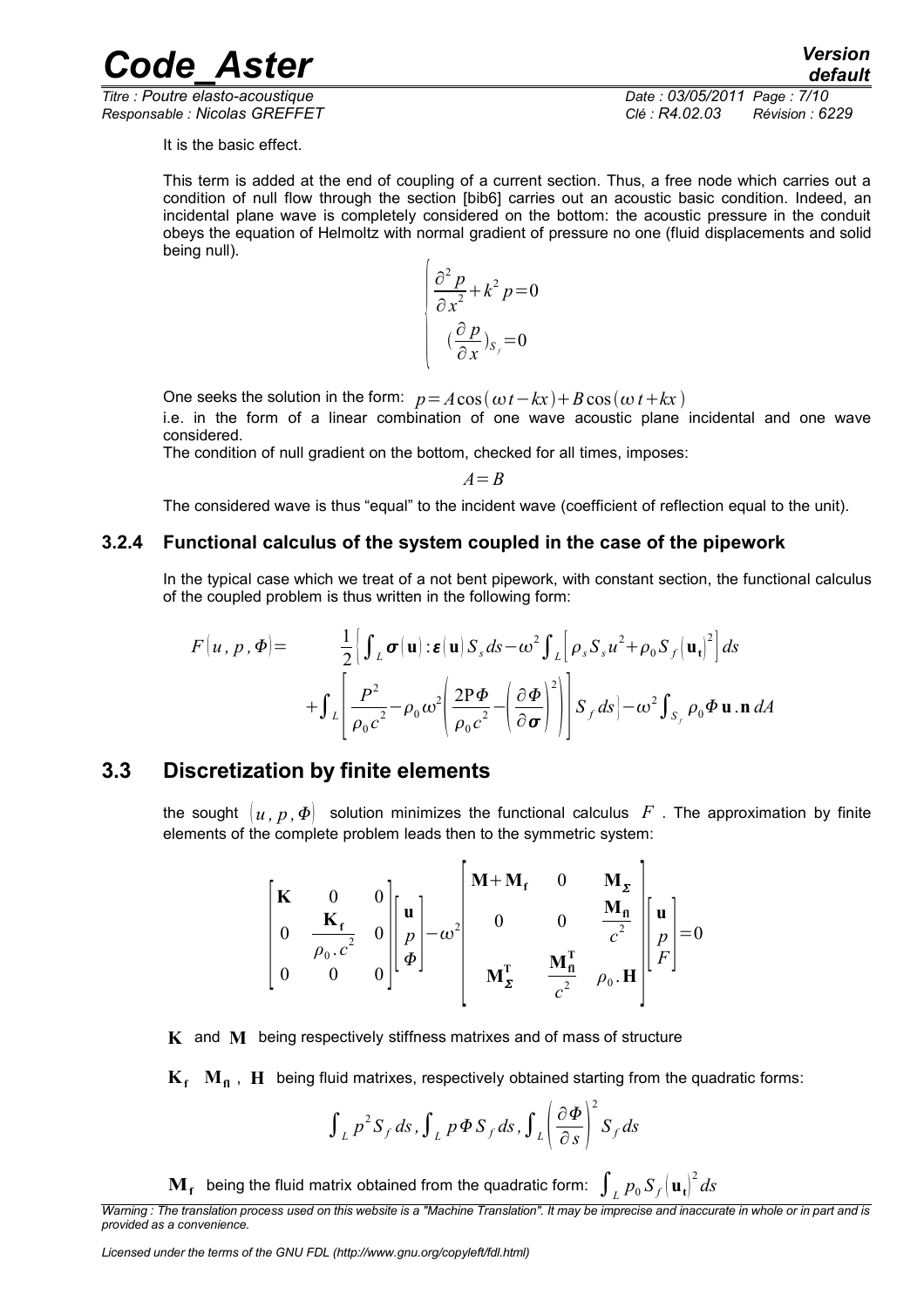It is the basic effect.

This term is added at the end of coupling of a current section. Thus, a free node which carries out a condition of null flow through the section [bib6] carries out an acoustic basic condition. Indeed, an incidental plane wave is completely considered on the bottom: the acoustic pressure in the conduit obeys the equation of Helmoltz with normal gradient of pressure no one (fluid displacements and solid being null).

$$
\begin{cases}
\dfrac{\partial^2 p}{\partial x^2} + k^2 p = 0 \\
\left(\dfrac{\partial p}{\partial x}\right)_{S_f} = 0
\end{cases}
$$

One seeks the solution in the form: $p = A\cos(\omega t - kx) + B\cos(\omega t + kx)$

i.e. in the form of a linear combination of one wave acoustic plane incidental and one wave considered.

The condition of null gradient on the bottom, checked for all times, imposes:

$$A = B$$

The considered wave is thus "equal" to the incident wave (coefficient of reflection equal to the unit).

### 3.2.4 Functional calculus of the system coupled in the case of the pipework

In the typical case which we treat of a not bent pipework, with constant section, the functional calculus of the coupled problem is thus written in the following form:

$$
\begin{aligned}
F(u, p, \Phi) = \quad & \frac{1}{2}\Big\{ \int_L \boldsymbol{\sigma}(\mathbf{u}) : \boldsymbol{\varepsilon}(\mathbf{u})\, S_s\, ds - \omega^2 \int_L \left[ \rho_s S_s u^2 + \rho_0 S_f (\mathbf{u_t})^2 \right] ds \\
& + \int_L \left[ \frac{P^2}{\rho_0 c^2} - \rho_0 \omega^2 \left( \frac{2 \mathrm{P} \Phi}{\rho_0 c^2} - \left( \frac{\partial \Phi}{\partial \boldsymbol{\sigma}} \right)^2 \right) \right] S_f\, ds \Big] - \omega^2 \int_{S_f} \rho_0 \Phi\, \mathbf{u} . \mathbf{n}\, dA
\end{aligned}
$$

## 3.3 Discretization by finite elements

the sought $(u, p, \Phi)$ solution minimizes the functional calculus $F$. The approximation by finite elements of the complete problem leads then to the symmetric system:

$$
\begin{bmatrix}
\mathbf{K} & 0 & 0 \\
0 & \dfrac{\mathbf{K_f}}{\rho_0 . c^2} & 0 \\
0 & 0 & 0
\end{bmatrix}
\begin{bmatrix}
\mathbf{u} \\ p \\ \Phi
\end{bmatrix}
- \omega^2
\begin{bmatrix}
\mathbf{M} + \mathbf{M_f} & 0 & \mathbf{M_\Sigma} \\
0 & 0 & \dfrac{\mathbf{M_{fl}}}{c^2} \\
\mathbf{M_\Sigma^T} & \dfrac{\mathbf{M_{fl}^T}}{c^2} & \rho_0 . \mathbf{H}
\end{bmatrix}
\begin{bmatrix}
\mathbf{u} \\ p \\ F
\end{bmatrix}
= 0
$$

$\mathbf{K}$ and $\mathbf{M}$ being respectively stiffness matrixes and of mass of structure

$\mathbf{K_f}$ $\mathbf{M_{fl}}$, $\mathbf{H}$ being fluid matrixes, respectively obtained starting from the quadratic forms:

$$
\int_L p^2 S_f\, ds, \int_L p\, \Phi\, S_f\, ds, \int_L \left( \frac{\partial \Phi}{\partial s} \right)^2 S_f\, ds
$$

$\mathbf{M_f}$ being the fluid matrix obtained from the quadratic form: $\int_L p_0 S_f (\mathbf{u_t})^2 ds$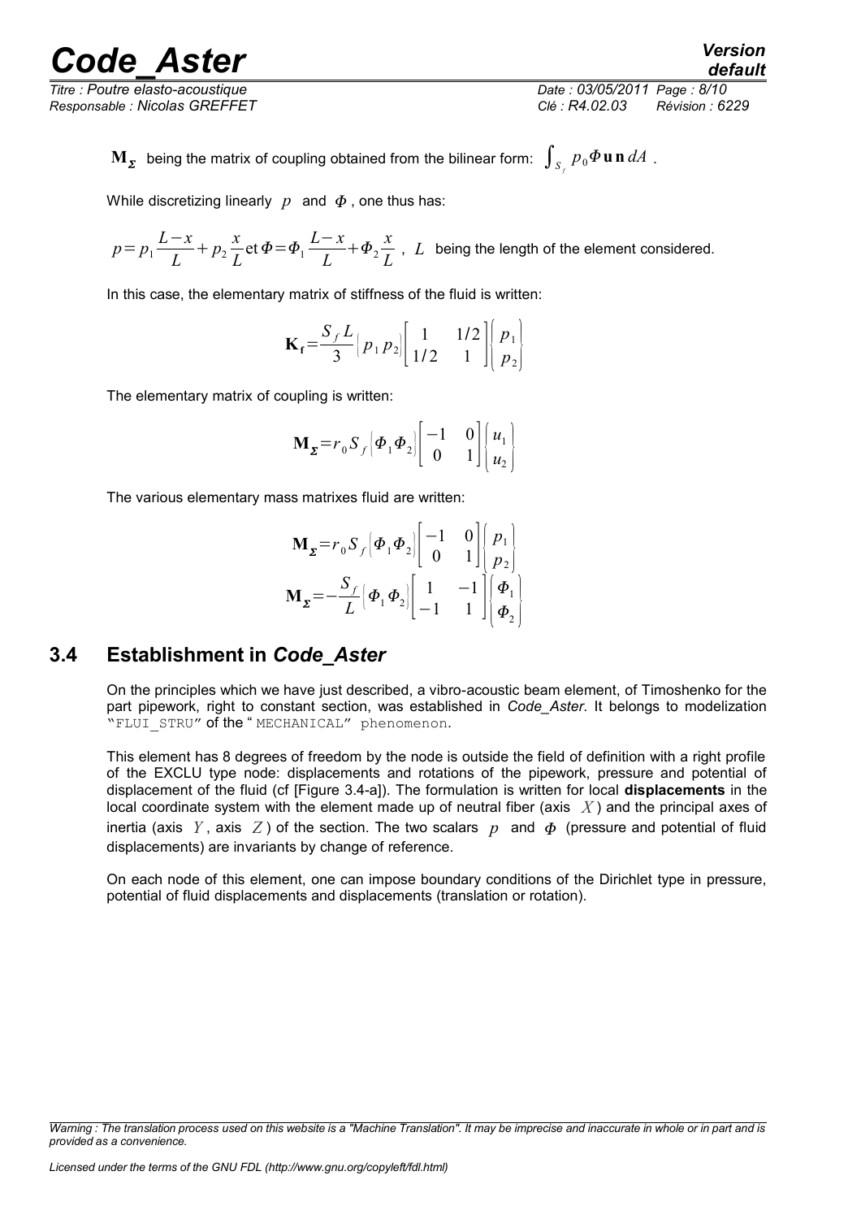$\mathbf{M}_{\boldsymbol{\Sigma}}$ being the matrix of coupling obtained from the bilinear form: $\int_{S_f} p_0 \Phi \mathbf{u}\,\mathbf{n}\, dA$ .

While discretizing linearly $p$ and $\Phi$ , one thus has:

$p = p_1 \frac{L-x}{L} + p_2 \frac{x}{L}$ et $\Phi = \Phi_1 \frac{L-x}{L} + \Phi_2 \frac{x}{L}$ , $L$ being the length of the element considered.

In this case, the elementary matrix of stiffness of the fluid is written:

$$\mathbf{K_f} = \frac{S_f L}{3} \left( p_1\, p_2 \right) \begin{bmatrix} 1 & 1/2 \\ 1/2 & 1 \end{bmatrix} \begin{Bmatrix} p_1 \\ p_2 \end{Bmatrix}$$

The elementary matrix of coupling is written:

$$\mathbf{M}_{\boldsymbol{\Sigma}} = r_0 S_f \left( \Phi_1 \Phi_2 \right) \begin{bmatrix} -1 & 0 \\ 0 & 1 \end{bmatrix} \begin{Bmatrix} u_1 \\ u_2 \end{Bmatrix}$$

The various elementary mass matrixes fluid are written:

$$\mathbf{M}_{\boldsymbol{\Sigma}} = r_0 S_f \left( \Phi_1 \Phi_2 \right) \begin{bmatrix} -1 & 0 \\ 0 & 1 \end{bmatrix} \begin{Bmatrix} p_1 \\ p_2 \end{Bmatrix}$$

$$\mathbf{M}_{\boldsymbol{\Sigma}} = -\frac{S_f}{L} \left( \Phi_1 \Phi_2 \right) \begin{bmatrix} 1 & -1 \\ -1 & 1 \end{bmatrix} \begin{Bmatrix} \Phi_1 \\ \Phi_2 \end{Bmatrix}$$

## 3.4 Establishment in *Code_Aster*

On the principles which we have just described, a vibro-acoustic beam element, of Timoshenko for the part pipework, right to constant section, was established in *Code_Aster*. It belongs to modelization "FLUI_STRU" of the " MECHANICAL" phenomenon.

This element has 8 degrees of freedom by the node is outside the field of definition with a right profile of the EXCLU type node: displacements and rotations of the pipework, pressure and potential of displacement of the fluid (cf [Figure 3.4-a]). The formulation is written for local **displacements** in the local coordinate system with the element made up of neutral fiber (axis $X$) and the principal axes of inertia (axis $Y$, axis $Z$) of the section. The two scalars $p$ and $\Phi$ (pressure and potential of fluid displacements) are invariants by change of reference.

On each node of this element, one can impose boundary conditions of the Dirichlet type in pressure, potential of fluid displacements and displacements (translation or rotation).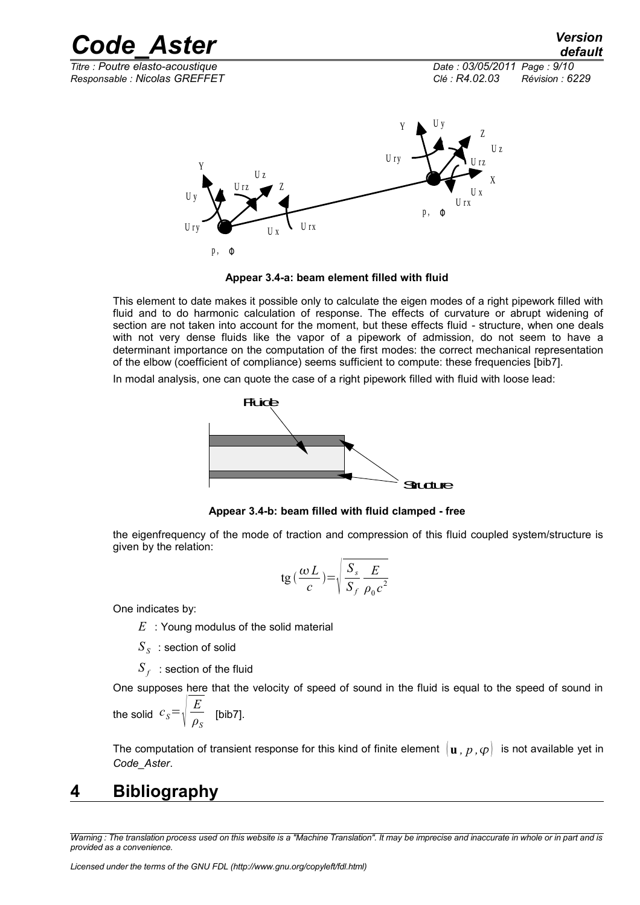Appear 3.4-a: beam element filled with fluid

This element to date makes it possible only to calculate the eigen modes of a right pipework filled with fluid and to do harmonic calculation of response. The effects of curvature or abrupt widening of section are not taken into account for the moment, but these effects fluid - structure, when one deals with not very dense fluids like the vapor of a pipework of admission, do not seem to have a determinant importance on the computation of the first modes: the correct mechanical representation of the elbow (coefficient of compliance) seems sufficient to compute: these frequencies [bib7].

In modal analysis, one can quote the case of a right pipework filled with fluid with loose lead:

Appear 3.4-b: beam filled with fluid clamped - free

the eigenfrequency of the mode of traction and compression of this fluid coupled system/structure is given by the relation:

$$\mathrm{tg}\left(\frac{\omega L}{c}\right)=\sqrt{\frac{S_s}{S_f}\frac{E}{\rho_0 c^2}}$$

One indicates by:

- $E$ : Young modulus of the solid material
- $S_S$ : section of solid
- $S_f$ : section of the fluid

One supposes here that the velocity of speed of sound in the fluid is equal to the speed of sound in the solid $c_S=\sqrt{\frac{E}{\rho_S}}$ [bib7].

The computation of transient response for this kind of finite element $(\mathbf{u}, p, \varphi)$ is not available yet in *Code_Aster*.

# 4 Bibliography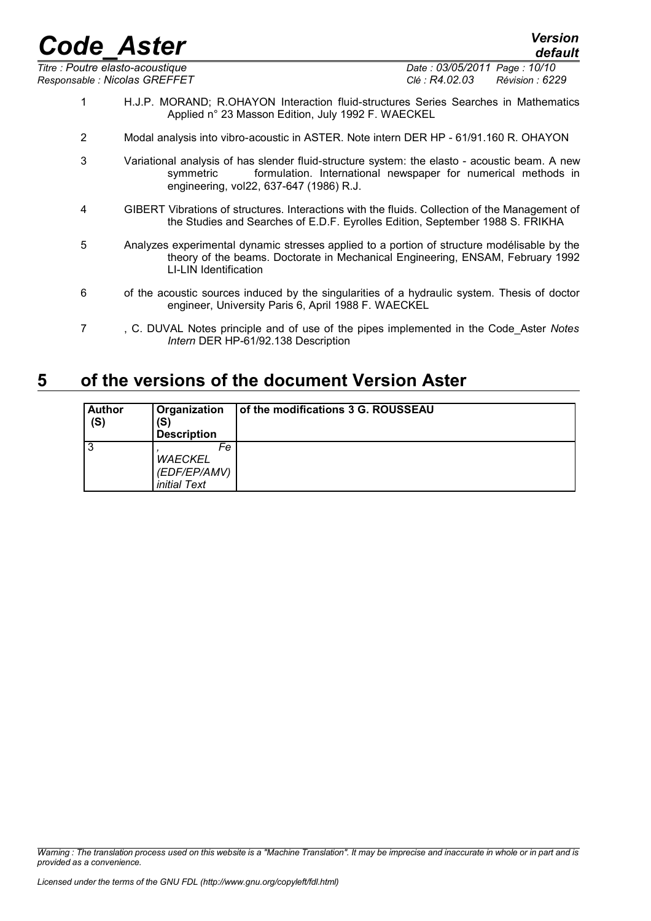1 H.J.P. MORAND; R.OHAYON Interaction fluid-structures Series Searches in Mathematics Applied n° 23 Masson Edition, July 1992 F. WAECKEL

2 Modal analysis into vibro-acoustic in ASTER. Note intern DER HP - 61/91.160 R. OHAYON

3 Variational analysis of has slender fluid-structure system: the elasto - acoustic beam. A new symmetric formulation. International newspaper for numerical methods in engineering, vol22, 637-647 (1986) R.J.

4 GIBERT Vibrations of structures. Interactions with the fluids. Collection of the Management of the Studies and Searches of E.D.F. Eyrolles Edition, September 1988 S. FRIKHA

5 Analyzes experimental dynamic stresses applied to a portion of structure modélisable by the theory of the beams. Doctorate in Mechanical Engineering, ENSAM, February 1992 LI-LIN Identification

6 of the acoustic sources induced by the singularities of a hydraulic system. Thesis of doctor engineer, University Paris 6, April 1988 F. WAECKEL

7 , C. DUVAL Notes principle and of use of the pipes implemented in the Code_Aster *Notes Intern* DER HP-61/92.138 Description

## 5 of the versions of the document Version Aster

| **Author (S)** | **Organization (S) Description** | **of the modifications 3 G. ROUSSEAU** |
|---|---|---|
| 3 | *, Fe WAECKEL (EDF/EP/AMV) initial Text* | |